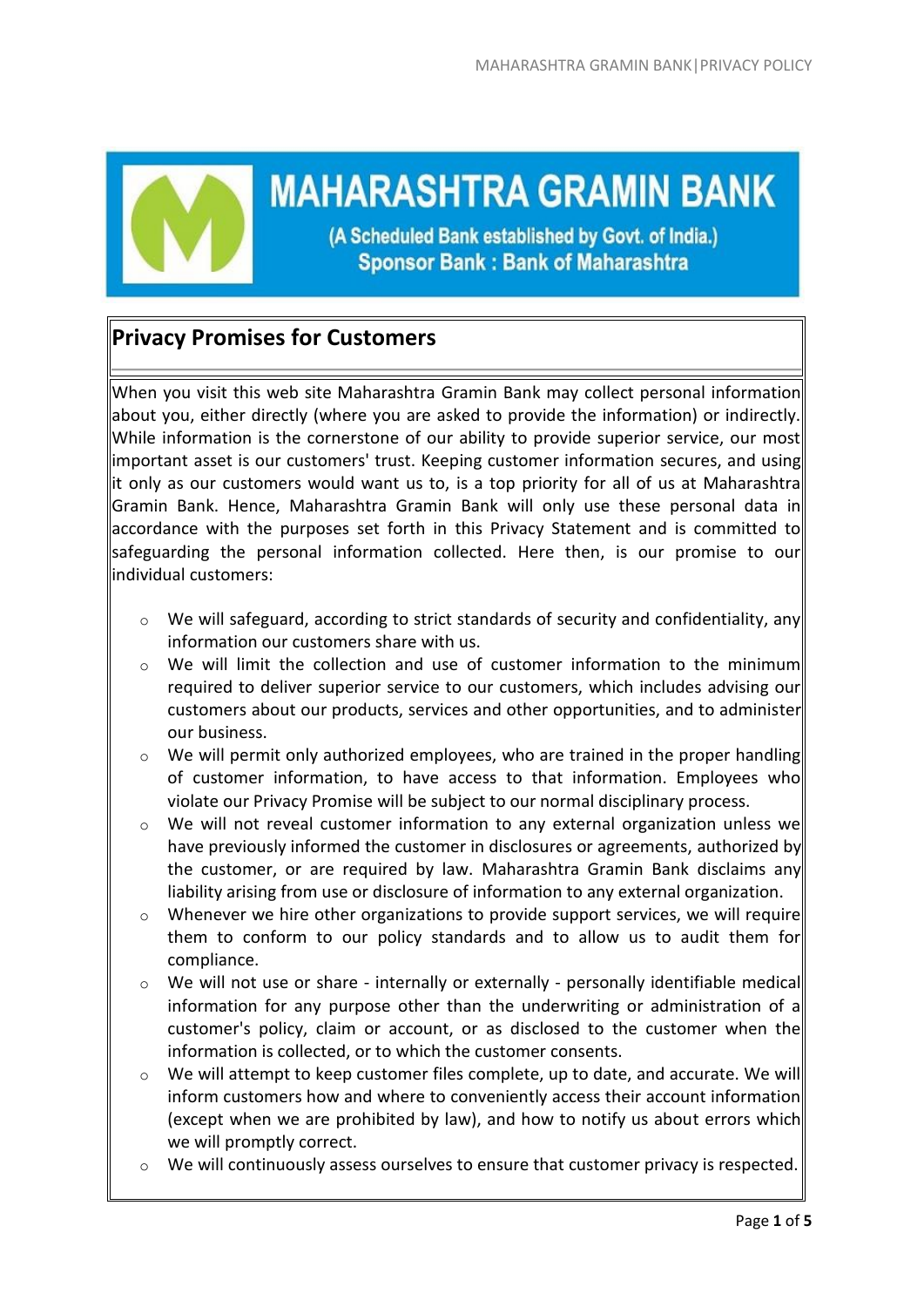# MAHARASHTRA GRAMIN BANK

(A Scheduled Bank established by Govt. of India.)
Sponsor Bank : Bank of Maharashtra

## Privacy Promises for Customers

When you visit this web site Maharashtra Gramin Bank may collect personal information about you, either directly (where you are asked to provide the information) or indirectly. While information is the cornerstone of our ability to provide superior service, our most important asset is our customers' trust. Keeping customer information secures, and using it only as our customers would want us to, is a top priority for all of us at Maharashtra Gramin Bank. Hence, Maharashtra Gramin Bank will only use these personal data in accordance with the purposes set forth in this Privacy Statement and is committed to safeguarding the personal information collected. Here then, is our promise to our individual customers:

- We will safeguard, according to strict standards of security and confidentiality, any information our customers share with us.
- We will limit the collection and use of customer information to the minimum required to deliver superior service to our customers, which includes advising our customers about our products, services and other opportunities, and to administer our business.
- We will permit only authorized employees, who are trained in the proper handling of customer information, to have access to that information. Employees who violate our Privacy Promise will be subject to our normal disciplinary process.
- We will not reveal customer information to any external organization unless we have previously informed the customer in disclosures or agreements, authorized by the customer, or are required by law. Maharashtra Gramin Bank disclaims any liability arising from use or disclosure of information to any external organization.
- Whenever we hire other organizations to provide support services, we will require them to conform to our policy standards and to allow us to audit them for compliance.
- We will not use or share - internally or externally - personally identifiable medical information for any purpose other than the underwriting or administration of a customer's policy, claim or account, or as disclosed to the customer when the information is collected, or to which the customer consents.
- We will attempt to keep customer files complete, up to date, and accurate. We will inform customers how and where to conveniently access their account information (except when we are prohibited by law), and how to notify us about errors which we will promptly correct.
- We will continuously assess ourselves to ensure that customer privacy is respected.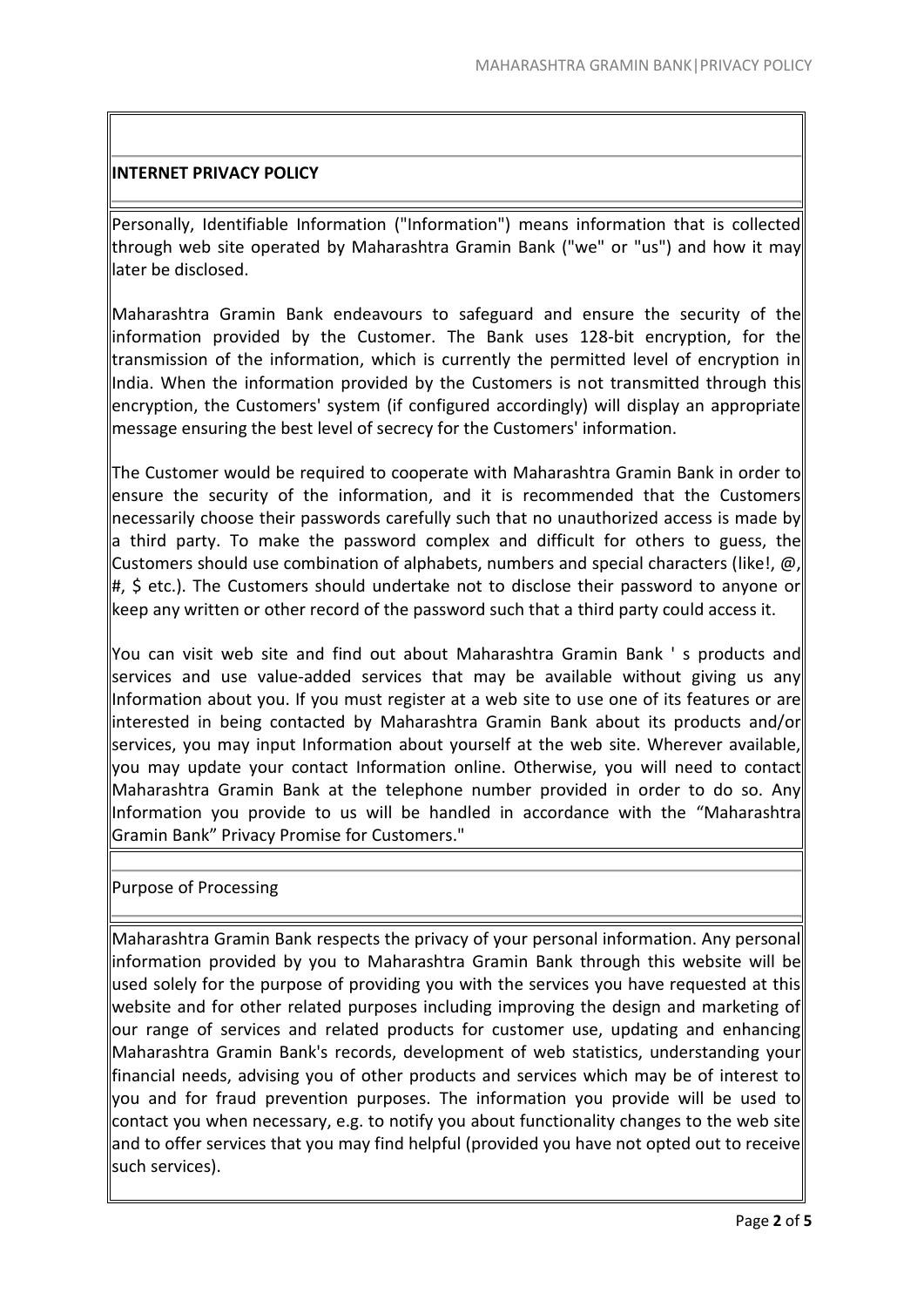**INTERNET PRIVACY POLICY**

Personally, Identifiable Information ("Information") means information that is collected through web site operated by Maharashtra Gramin Bank ("we" or "us") and how it may later be disclosed.

Maharashtra Gramin Bank endeavours to safeguard and ensure the security of the information provided by the Customer. The Bank uses 128-bit encryption, for the transmission of the information, which is currently the permitted level of encryption in India. When the information provided by the Customers is not transmitted through this encryption, the Customers' system (if configured accordingly) will display an appropriate message ensuring the best level of secrecy for the Customers' information.

The Customer would be required to cooperate with Maharashtra Gramin Bank in order to ensure the security of the information, and it is recommended that the Customers necessarily choose their passwords carefully such that no unauthorized access is made by a third party. To make the password complex and difficult for others to guess, the Customers should use combination of alphabets, numbers and special characters (like!, @, #, $ etc.). The Customers should undertake not to disclose their password to anyone or keep any written or other record of the password such that a third party could access it.

You can visit web site and find out about Maharashtra Gramin Bank ' s products and services and use value-added services that may be available without giving us any Information about you. If you must register at a web site to use one of its features or are interested in being contacted by Maharashtra Gramin Bank about its products and/or services, you may input Information about yourself at the web site. Wherever available, you may update your contact Information online. Otherwise, you will need to contact Maharashtra Gramin Bank at the telephone number provided in order to do so. Any Information you provide to us will be handled in accordance with the "Maharashtra Gramin Bank" Privacy Promise for Customers."

Purpose of Processing

Maharashtra Gramin Bank respects the privacy of your personal information. Any personal information provided by you to Maharashtra Gramin Bank through this website will be used solely for the purpose of providing you with the services you have requested at this website and for other related purposes including improving the design and marketing of our range of services and related products for customer use, updating and enhancing Maharashtra Gramin Bank's records, development of web statistics, understanding your financial needs, advising you of other products and services which may be of interest to you and for fraud prevention purposes. The information you provide will be used to contact you when necessary, e.g. to notify you about functionality changes to the web site and to offer services that you may find helpful (provided you have not opted out to receive such services).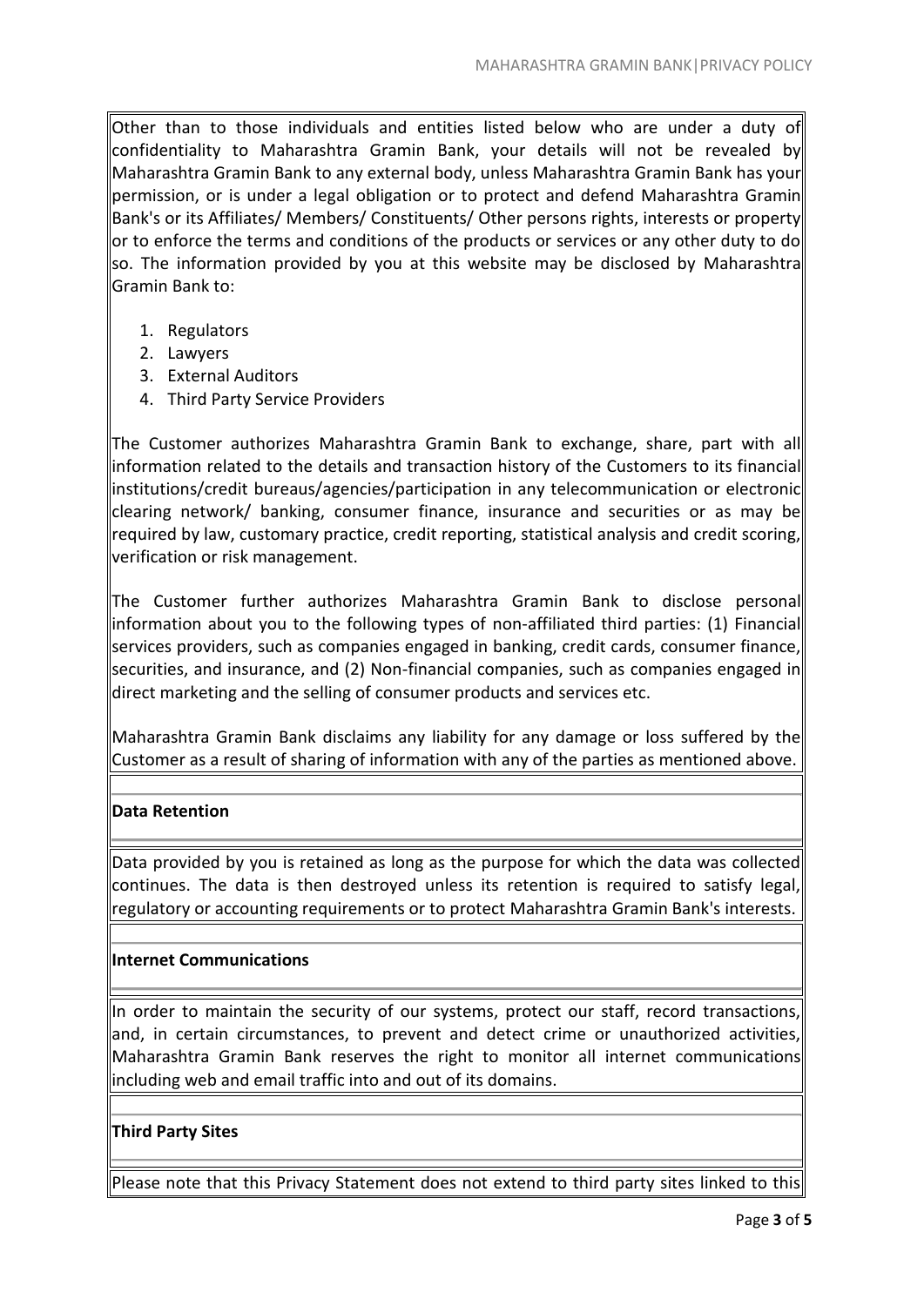Other than to those individuals and entities listed below who are under a duty of confidentiality to Maharashtra Gramin Bank, your details will not be revealed by Maharashtra Gramin Bank to any external body, unless Maharashtra Gramin Bank has your permission, or is under a legal obligation or to protect and defend Maharashtra Gramin Bank's or its Affiliates/ Members/ Constituents/ Other persons rights, interests or property or to enforce the terms and conditions of the products or services or any other duty to do so. The information provided by you at this website may be disclosed by Maharashtra Gramin Bank to:

1. Regulators
2. Lawyers
3. External Auditors
4. Third Party Service Providers

The Customer authorizes Maharashtra Gramin Bank to exchange, share, part with all information related to the details and transaction history of the Customers to its financial institutions/credit bureaus/agencies/participation in any telecommunication or electronic clearing network/ banking, consumer finance, insurance and securities or as may be required by law, customary practice, credit reporting, statistical analysis and credit scoring, verification or risk management.

The Customer further authorizes Maharashtra Gramin Bank to disclose personal information about you to the following types of non-affiliated third parties: (1) Financial services providers, such as companies engaged in banking, credit cards, consumer finance, securities, and insurance, and (2) Non-financial companies, such as companies engaged in direct marketing and the selling of consumer products and services etc.

Maharashtra Gramin Bank disclaims any liability for any damage or loss suffered by the Customer as a result of sharing of information with any of the parties as mentioned above.

**Data Retention**

Data provided by you is retained as long as the purpose for which the data was collected continues. The data is then destroyed unless its retention is required to satisfy legal, regulatory or accounting requirements or to protect Maharashtra Gramin Bank's interests.

**Internet Communications**

In order to maintain the security of our systems, protect our staff, record transactions, and, in certain circumstances, to prevent and detect crime or unauthorized activities, Maharashtra Gramin Bank reserves the right to monitor all internet communications including web and email traffic into and out of its domains.

**Third Party Sites**

Please note that this Privacy Statement does not extend to third party sites linked to this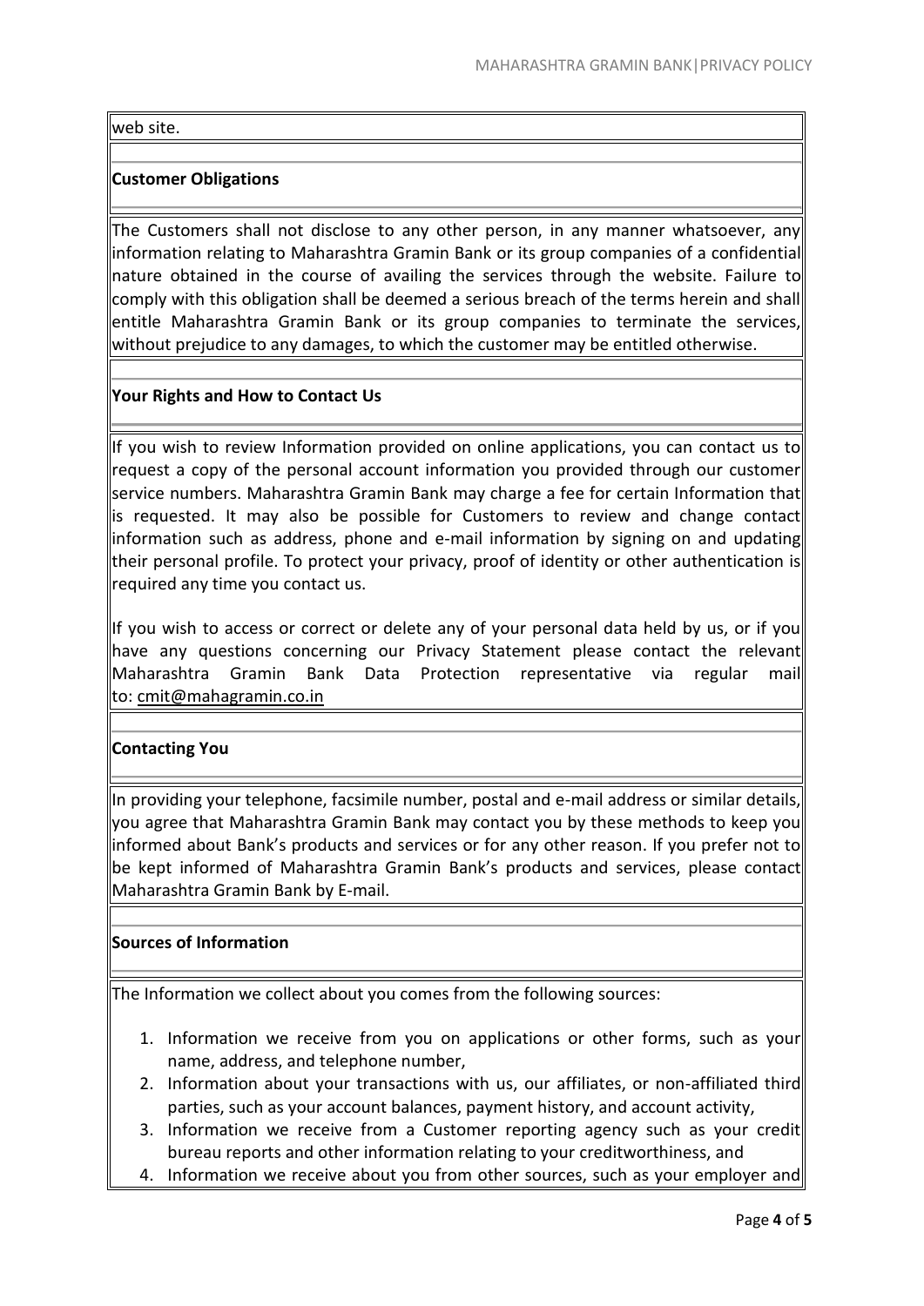web site.

**Customer Obligations**

The Customers shall not disclose to any other person, in any manner whatsoever, any information relating to Maharashtra Gramin Bank or its group companies of a confidential nature obtained in the course of availing the services through the website. Failure to comply with this obligation shall be deemed a serious breach of the terms herein and shall entitle Maharashtra Gramin Bank or its group companies to terminate the services, without prejudice to any damages, to which the customer may be entitled otherwise.

**Your Rights and How to Contact Us**

If you wish to review Information provided on online applications, you can contact us to request a copy of the personal account information you provided through our customer service numbers. Maharashtra Gramin Bank may charge a fee for certain Information that is requested. It may also be possible for Customers to review and change contact information such as address, phone and e-mail information by signing on and updating their personal profile. To protect your privacy, proof of identity or other authentication is required any time you contact us.

If you wish to access or correct or delete any of your personal data held by us, or if you have any questions concerning our Privacy Statement please contact the relevant Maharashtra Gramin Bank Data Protection representative via regular mail to: cmit@mahagramin.co.in

**Contacting You**

In providing your telephone, facsimile number, postal and e-mail address or similar details, you agree that Maharashtra Gramin Bank may contact you by these methods to keep you informed about Bank's products and services or for any other reason. If you prefer not to be kept informed of Maharashtra Gramin Bank's products and services, please contact Maharashtra Gramin Bank by E-mail.

**Sources of Information**

The Information we collect about you comes from the following sources:

1. Information we receive from you on applications or other forms, such as your name, address, and telephone number,
2. Information about your transactions with us, our affiliates, or non-affiliated third parties, such as your account balances, payment history, and account activity,
3. Information we receive from a Customer reporting agency such as your credit bureau reports and other information relating to your creditworthiness, and
4. Information we receive about you from other sources, such as your employer and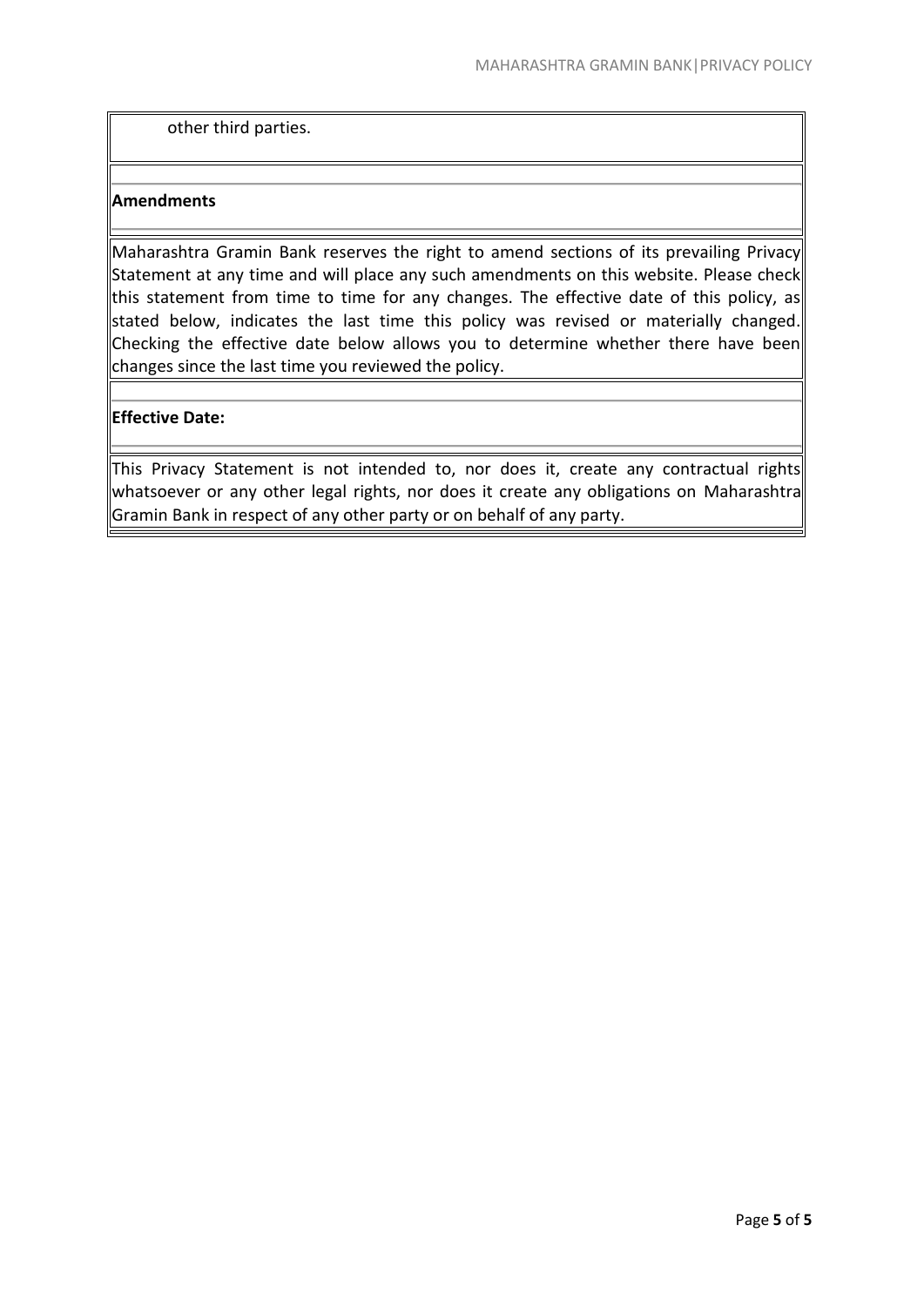other third parties.

**Amendments**

Maharashtra Gramin Bank reserves the right to amend sections of its prevailing Privacy Statement at any time and will place any such amendments on this website. Please check this statement from time to time for any changes. The effective date of this policy, as stated below, indicates the last time this policy was revised or materially changed. Checking the effective date below allows you to determine whether there have been changes since the last time you reviewed the policy.

**Effective Date:**

This Privacy Statement is not intended to, nor does it, create any contractual rights whatsoever or any other legal rights, nor does it create any obligations on Maharashtra Gramin Bank in respect of any other party or on behalf of any party.